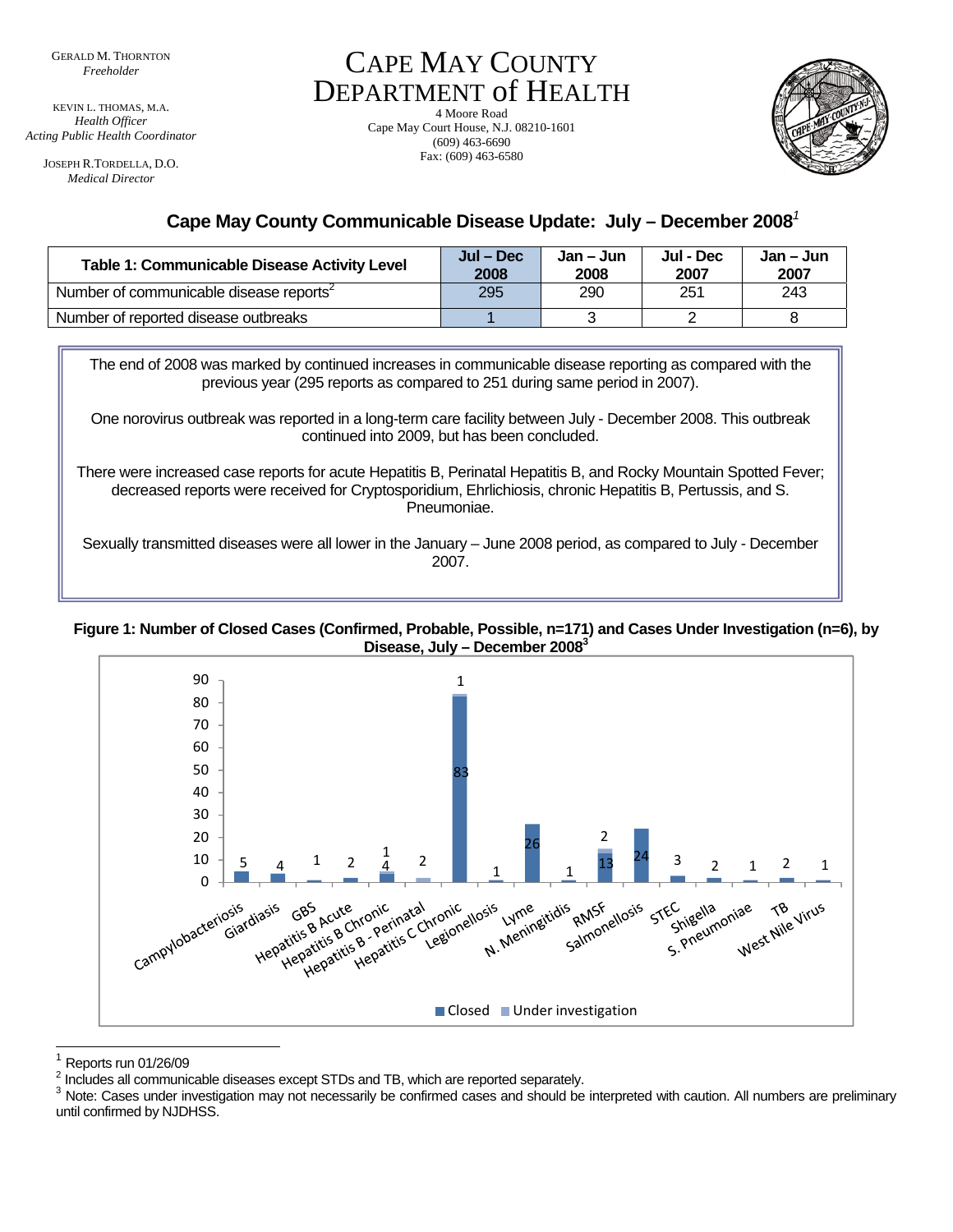GERALD M. THORNTON
*Freeholder*

KEVIN L. THOMAS, M.A.
*Health Officer*
*Acting Public Health Coordinator*

JOSEPH R.TORDELLA, D.O.
*Medical Director*

# CAPE MAY COUNTY DEPARTMENT of HEALTH

4 Moore Road
Cape May Court House, N.J. 08210-1601
(609) 463-6690
Fax: (609) 463-6580

## Cape May County Communicable Disease Update: July – December 2008[1]

| Table 1: Communicable Disease Activity Level | Jul – Dec 2008 | Jan – Jun 2008 | Jul - Dec 2007 | Jan – Jun 2007 |
|---|---|---|---|---|
| Number of communicable disease reports[2] | 295 | 290 | 251 | 243 |
| Number of reported disease outbreaks | 1 | 3 | 2 | 8 |

The end of 2008 was marked by continued increases in communicable disease reporting as compared with the previous year (295 reports as compared to 251 during same period in 2007).

One norovirus outbreak was reported in a long-term care facility between July - December 2008. This outbreak continued into 2009, but has been concluded.

There were increased case reports for acute Hepatitis B, Perinatal Hepatitis B, and Rocky Mountain Spotted Fever; decreased reports were received for Cryptosporidium, Ehrlichiosis, chronic Hepatitis B, Pertussis, and S. Pneumoniae.

Sexually transmitted diseases were all lower in the January – June 2008 period, as compared to July - December 2007.

**Figure 1: Number of Closed Cases (Confirmed, Probable, Possible, n=171) and Cases Under Investigation (n=6), by Disease, July – December 2008[3]**

90
80
70
60
50
40
30
20
10
0

Campylobacteriosis 5
Giardiasis 4
GBS 1
Hepatitis B Acute 2
Hepatitis B Chronic 4 1
Hepatitis B - Perinatal 2
Hepatitis C Chronic 83 1
Legionellosis 1
Lyme 26
N. Meningitidis 1
RMSF 13 2
Salmonellosis 24
STEC 3
Shigella 2
S. Pneumoniae 1
TB 2
West Nile Virus 1

Closed
Under investigation

---

[1] Reports run 01/26/09
[2] Includes all communicable diseases except STDs and TB, which are reported separately.
[3] Note: Cases under investigation may not necessarily be confirmed cases and should be interpreted with caution. All numbers are preliminary until confirmed by NJDHSS.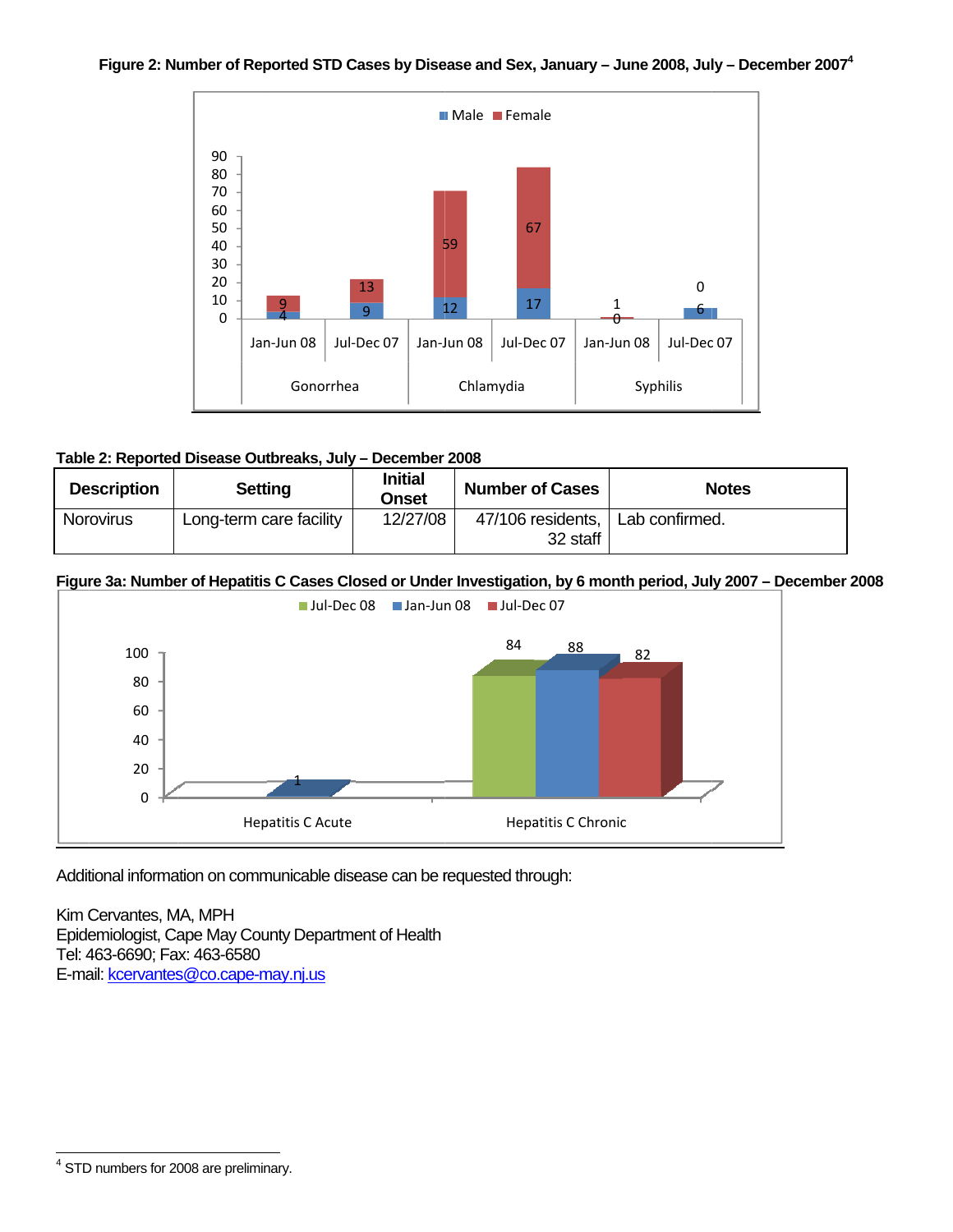**Figure 2: Number of Reported STD Cases by Disease and Sex, January – June 2008, July – December 2007**[4]

Male Female

90
80
70
60
50
40
30
20
10
0

9
4
13
9
59
12
67
17
1
0
0
6

Jan-Jun 08 Jul-Dec 07 Jan-Jun 08 Jul-Dec 07 Jan-Jun 08 Jul-Dec 07

Gonorrhea Chlamydia Syphilis

**Table 2: Reported Disease Outbreaks, July – December 2008**

| Description | Setting | Initial Onset | Number of Cases | Notes |
|---|---|---|---|---|
| Norovirus | Long-term care facility | 12/27/08 | 47/106 residents, 32 staff | Lab confirmed. |

**Figure 3a: Number of Hepatitis C Cases Closed or Under Investigation, by 6 month period, July 2007 – December 2008**

Jul-Dec 08 Jan-Jun 08 Jul-Dec 07

100
80
60
40
20
0

1
84
88
82

Hepatitis C Acute Hepatitis C Chronic

Additional information on communicable disease can be requested through:

Kim Cervantes, MA, MPH
Epidemiologist, Cape May County Department of Health
Tel: 463-6690; Fax: 463-6580
E-mail: kcervantes@co.cape-may.nj.us

[4] STD numbers for 2008 are preliminary.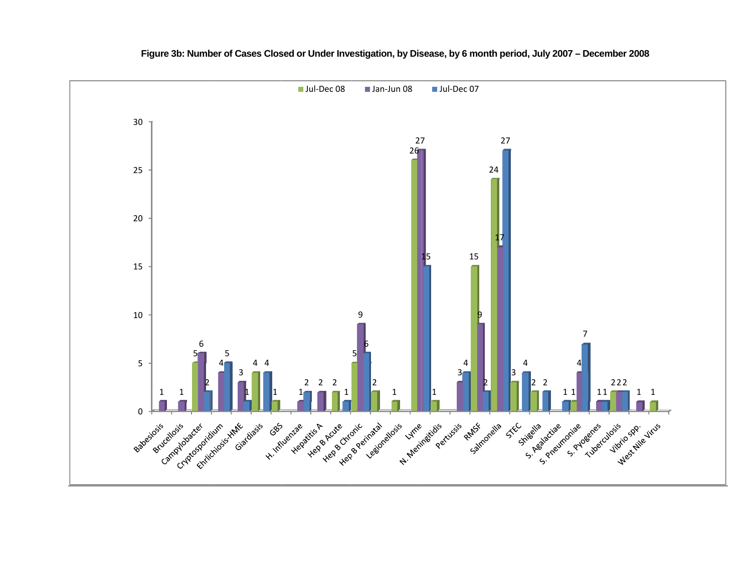**Figure 3b: Number of Cases Closed or Under Investigation, by Disease, by 6 month period, July 2007 – December 2008**

Jul-Dec 08
Jan-Jun 08
Jul-Dec 07

30
25
20
15
10
5
0

Babesiosis
Brucellosis
Campylobacter
Cryptosporidium
Ehrlichiosis-HME
Giardiasis
GBS
H. Influenzae
Hepatitis A
Hep B Acute
Hep B Chronic
Hep B Perinatal
Legionellosis
Lyme
N. Meningitidis
Pertussis
RMSF
Salmonella
STEC
Shigella
S. Agalactiae
S. Pneumoniae
S. Pyogenes
Tuberculosis
Vibrio spp.
West Nile Virus

1 1 5 6 2 4 5 3 1 4 4 1 1 2 2 2 1 5 9 6 2 1 26 27 15 1 3 4 15 9 2 24 17 27 3 4 2 2 1 1 4 7 1 1 2 2 2 1 1